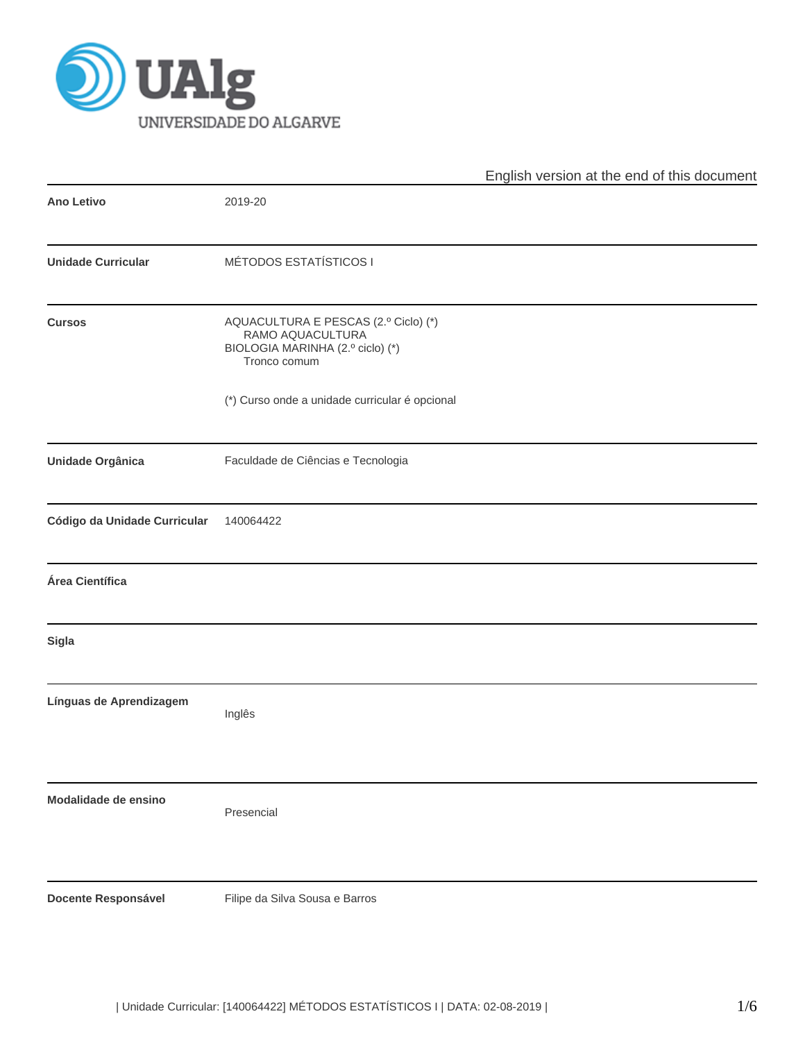UALg UNIVERSIDADE DO ALGARVE

English version at the end of this document

| | |
|---|---|
| **Ano Letivo** | 2019-20 |
| **Unidade Curricular** | MÉTODOS ESTATÍSTICOS I |
| **Cursos** | AQUACULTURA E PESCAS (2.º Ciclo) (*)<br>RAMO AQUACULTURA<br>BIOLOGIA MARINHA (2.º ciclo) (*)<br>Tronco comum<br><br>(*) Curso onde a unidade curricular é opcional |
| **Unidade Orgânica** | Faculdade de Ciências e Tecnologia |
| **Código da Unidade Curricular** | 140064422 |
| **Área Científica** | |
| **Sigla** | |
| **Línguas de Aprendizagem** | Inglês |
| **Modalidade de ensino** | Presencial |
| **Docente Responsável** | Filipe da Silva Sousa e Barros |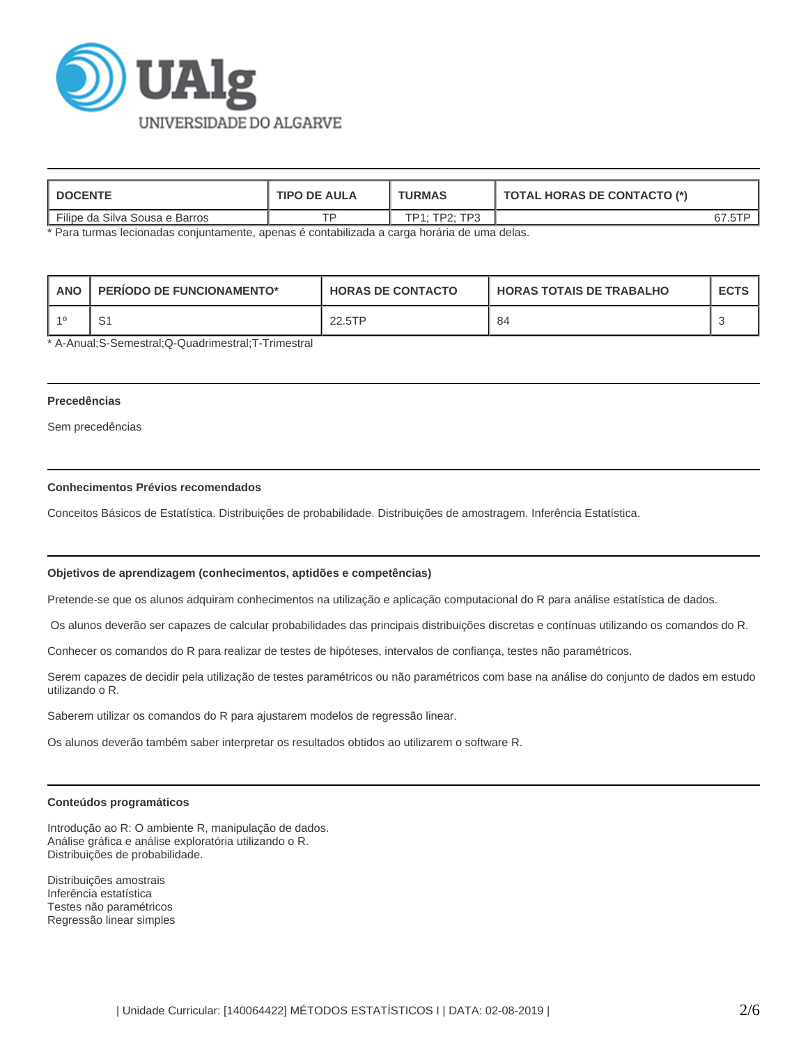| DOCENTE | TIPO DE AULA | TURMAS | TOTAL HORAS DE CONTACTO (*) |
| --- | --- | --- | --- |
| Filipe da Silva Sousa e Barros | TP | TP1; TP2; TP3 | 67.5TP |

* Para turmas lecionadas conjuntamente, apenas é contabilizada a carga horária de uma delas.

| ANO | PERÍODO DE FUNCIONAMENTO* | HORAS DE CONTACTO | HORAS TOTAIS DE TRABALHO | ECTS |
| --- | --- | --- | --- | --- |
| 1º | S1 | 22.5TP | 84 | 3 |

* A-Anual;S-Semestral;Q-Quadrimestral;T-Trimestral

**Precedências**

Sem precedências

**Conhecimentos Prévios recomendados**

Conceitos Básicos de Estatística. Distribuições de probabilidade. Distribuições de amostragem. Inferência Estatística.

**Objetivos de aprendizagem (conhecimentos, aptidões e competências)**

Pretende-se que os alunos adquiram conhecimentos na utilização e aplicação computacional do R para análise estatística de dados.

Os alunos deverão ser capazes de calcular probabilidades das principais distribuições discretas e contínuas utilizando os comandos do R.

Conhecer os comandos do R para realizar de testes de hipóteses, intervalos de confiança, testes não paramétricos.

Serem capazes de decidir pela utilização de testes paramétricos ou não paramétricos com base na análise do conjunto de dados em estudo utilizando o R.

Saberem utilizar os comandos do R para ajustarem modelos de regressão linear.

Os alunos deverão também saber interpretar os resultados obtidos ao utilizarem o software R.

**Conteúdos programáticos**

Introdução ao R: O ambiente R, manipulação de dados.
Análise gráfica e análise exploratória utilizando o R.
Distribuições de probabilidade.

Distribuições amostrais
Inferência estatística
Testes não paramétricos
Regressão linear simples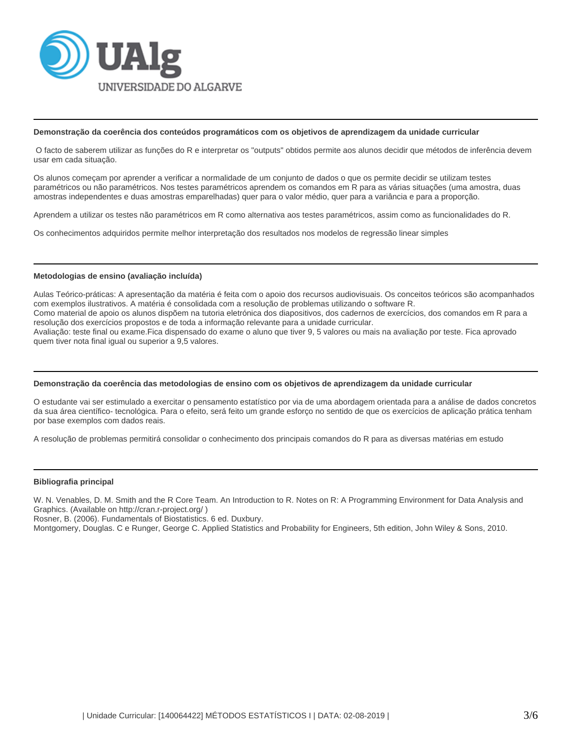### Demonstração da coerência dos conteúdos programáticos com os objetivos de aprendizagem da unidade curricular

O facto de saberem utilizar as funções do R e interpretar os "outputs" obtidos permite aos alunos decidir que métodos de inferência devem usar em cada situação.

Os alunos começam por aprender a verificar a normalidade de um conjunto de dados o que os permite decidir se utilizam testes paramétricos ou não paramétricos. Nos testes paramétricos aprendem os comandos em R para as várias situações (uma amostra, duas amostras independentes e duas amostras emparelhadas) quer para o valor médio, quer para a variância e para a proporção.

Aprendem a utilizar os testes não paramétricos em R como alternativa aos testes paramétricos, assim como as funcionalidades do R.

Os conhecimentos adquiridos permite melhor interpretação dos resultados nos modelos de regressão linear simples

### Metodologias de ensino (avaliação incluída)

Aulas Teórico-práticas: A apresentação da matéria é feita com o apoio dos recursos audiovisuais. Os conceitos teóricos são acompanhados com exemplos ilustrativos. A matéria é consolidada com a resolução de problemas utilizando o software R.
Como material de apoio os alunos dispõem na tutoria eletrónica dos diapositivos, dos cadernos de exercícios, dos comandos em R para a resolução dos exercícios propostos e de toda a informação relevante para a unidade curricular.
Avaliação: teste final ou exame.Fica dispensado do exame o aluno que tiver 9, 5 valores ou mais na avaliação por teste. Fica aprovado quem tiver nota final igual ou superior a 9,5 valores.

### Demonstração da coerência das metodologias de ensino com os objetivos de aprendizagem da unidade curricular

O estudante vai ser estimulado a exercitar o pensamento estatístico por via de uma abordagem orientada para a análise de dados concretos da sua área científico- tecnológica. Para o efeito, será feito um grande esforço no sentido de que os exercícios de aplicação prática tenham por base exemplos com dados reais.

A resolução de problemas permitirá consolidar o conhecimento dos principais comandos do R para as diversas matérias em estudo

### Bibliografia principal

W. N. Venables, D. M. Smith and the R Core Team. An Introduction to R. Notes on R: A Programming Environment for Data Analysis and Graphics. (Available on http://cran.r-project.org/ )
Rosner, B. (2006). Fundamentals of Biostatistics. 6 ed. Duxbury.
Montgomery, Douglas. C e Runger, George C. Applied Statistics and Probability for Engineers, 5th edition, John Wiley & Sons, 2010.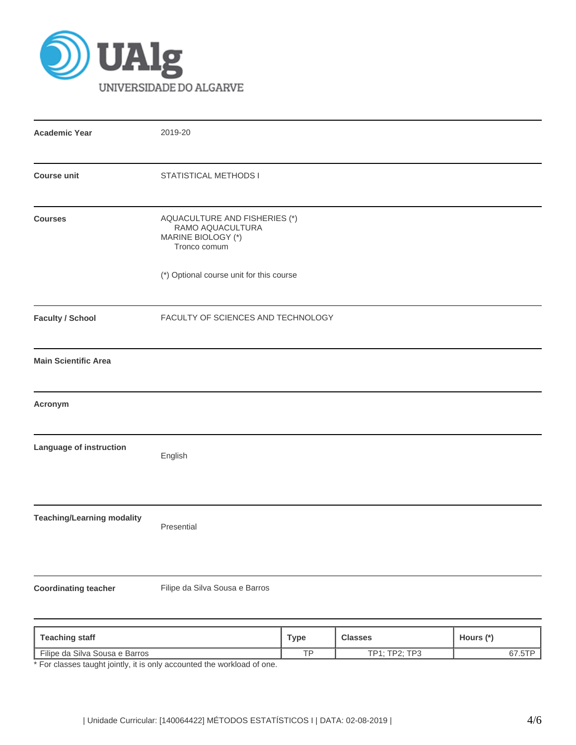UAlg
UNIVERSIDADE DO ALGARVE

| | |
|---|---|
| **Academic Year** | 2019-20 |
| **Course unit** | STATISTICAL METHODS I |
| **Courses** | AQUACULTURE AND FISHERIES (*)<br>RAMO AQUACULTURA<br>MARINE BIOLOGY (*)<br>Tronco comum<br><br>(*) Optional course unit for this course |
| **Faculty / School** | FACULTY OF SCIENCES AND TECHNOLOGY |
| **Main Scientific Area** | |
| **Acronym** | |
| **Language of instruction** | English |
| **Teaching/Learning modality** | Presential |
| **Coordinating teacher** | Filipe da Silva Sousa e Barros |

| Teaching staff | Type | Classes | Hours (*) |
|---|---|---|---|
| Filipe da Silva Sousa e Barros | TP | TP1; TP2; TP3 | 67.5TP |

* For classes taught jointly, it is only accounted the workload of one.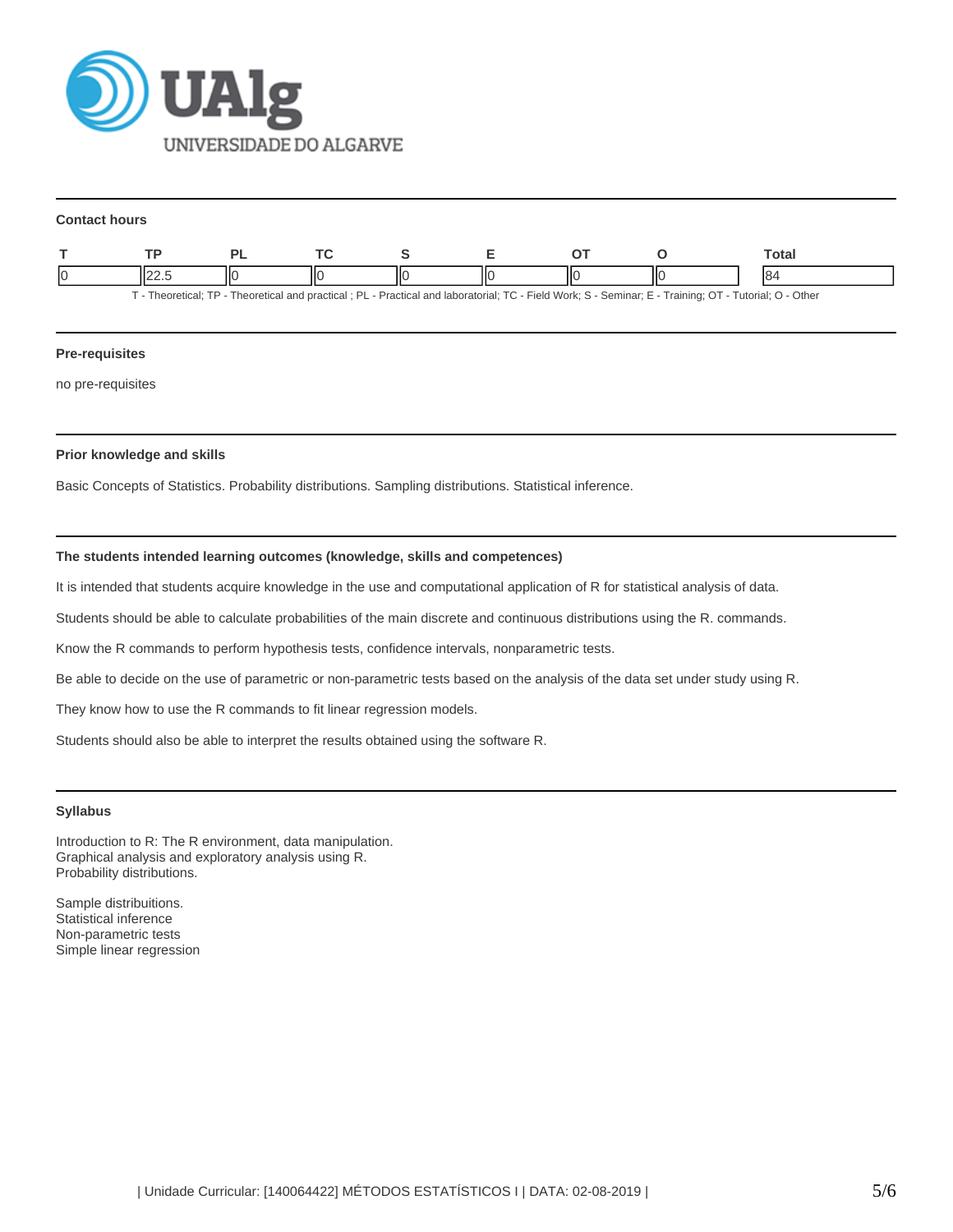### Contact hours

| T | TP | PL | TC | S | E | OT | O | Total |
|---|---|---|---|---|---|---|---|---|
| 0 | 22.5 | 0 | 0 | 0 | 0 | 0 | 0 | 84 |

T - Theoretical; TP - Theoretical and practical ; PL - Practical and laboratorial; TC - Field Work; S - Seminar; E - Training; OT - Tutorial; O - Other

### Pre-requisites

no pre-requisites

### Prior knowledge and skills

Basic Concepts of Statistics. Probability distributions. Sampling distributions. Statistical inference.

### The students intended learning outcomes (knowledge, skills and competences)

It is intended that students acquire knowledge in the use and computational application of R for statistical analysis of data.

Students should be able to calculate probabilities of the main discrete and continuous distributions using the R. commands.

Know the R commands to perform hypothesis tests, confidence intervals, nonparametric tests.

Be able to decide on the use of parametric or non-parametric tests based on the analysis of the data set under study using R.

They know how to use the R commands to fit linear regression models.

Students should also be able to interpret the results obtained using the software R.

### Syllabus

Introduction to R: The R environment, data manipulation.
Graphical analysis and exploratory analysis using R.
Probability distributions.

Sample distribuitions.
Statistical inference
Non-parametric tests
Simple linear regression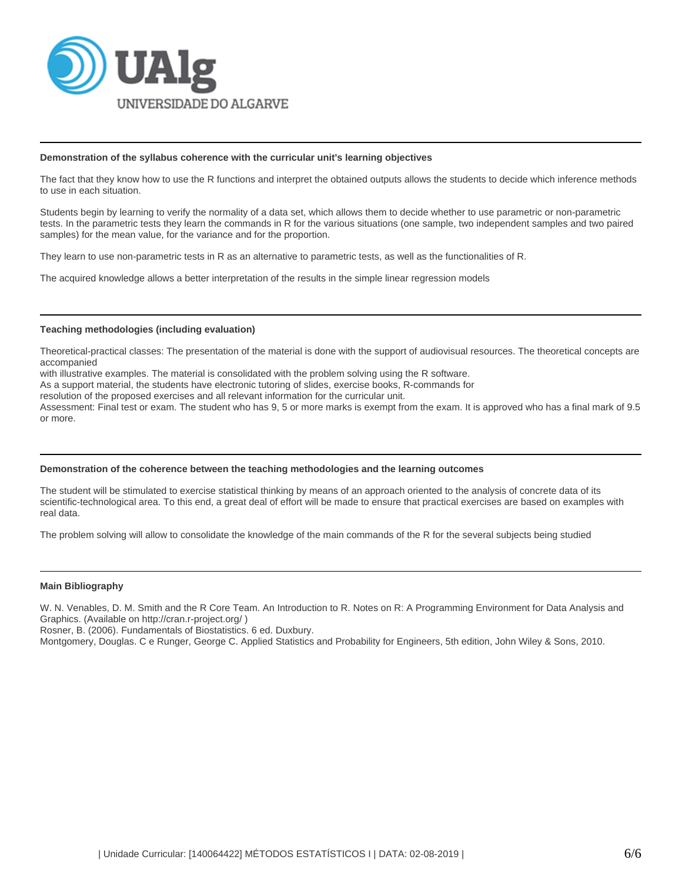### Demonstration of the syllabus coherence with the curricular unit's learning objectives

The fact that they know how to use the R functions and interpret the obtained outputs allows the students to decide which inference methods to use in each situation.

Students begin by learning to verify the normality of a data set, which allows them to decide whether to use parametric or non-parametric tests. In the parametric tests they learn the commands in R for the various situations (one sample, two independent samples and two paired samples) for the mean value, for the variance and for the proportion.

They learn to use non-parametric tests in R as an alternative to parametric tests, as well as the functionalities of R.

The acquired knowledge allows a better interpretation of the results in the simple linear regression models

### Teaching methodologies (including evaluation)

Theoretical-practical classes: The presentation of the material is done with the support of audiovisual resources. The theoretical concepts are accompanied
with illustrative examples. The material is consolidated with the problem solving using the R software.
As a support material, the students have electronic tutoring of slides, exercise books, R-commands for
resolution of the proposed exercises and all relevant information for the curricular unit.
Assessment: Final test or exam. The student who has 9, 5 or more marks is exempt from the exam. It is approved who has a final mark of 9.5 or more.

### Demonstration of the coherence between the teaching methodologies and the learning outcomes

The student will be stimulated to exercise statistical thinking by means of an approach oriented to the analysis of concrete data of its scientific-technological area. To this end, a great deal of effort will be made to ensure that practical exercises are based on examples with real data.

The problem solving will allow to consolidate the knowledge of the main commands of the R for the several subjects being studied

### Main Bibliography

W. N. Venables, D. M. Smith and the R Core Team. An Introduction to R. Notes on R: A Programming Environment for Data Analysis and Graphics. (Available on http://cran.r-project.org/ )
Rosner, B. (2006). Fundamentals of Biostatistics. 6 ed. Duxbury.
Montgomery, Douglas. C e Runger, George C. Applied Statistics and Probability for Engineers, 5th edition, John Wiley & Sons, 2010.